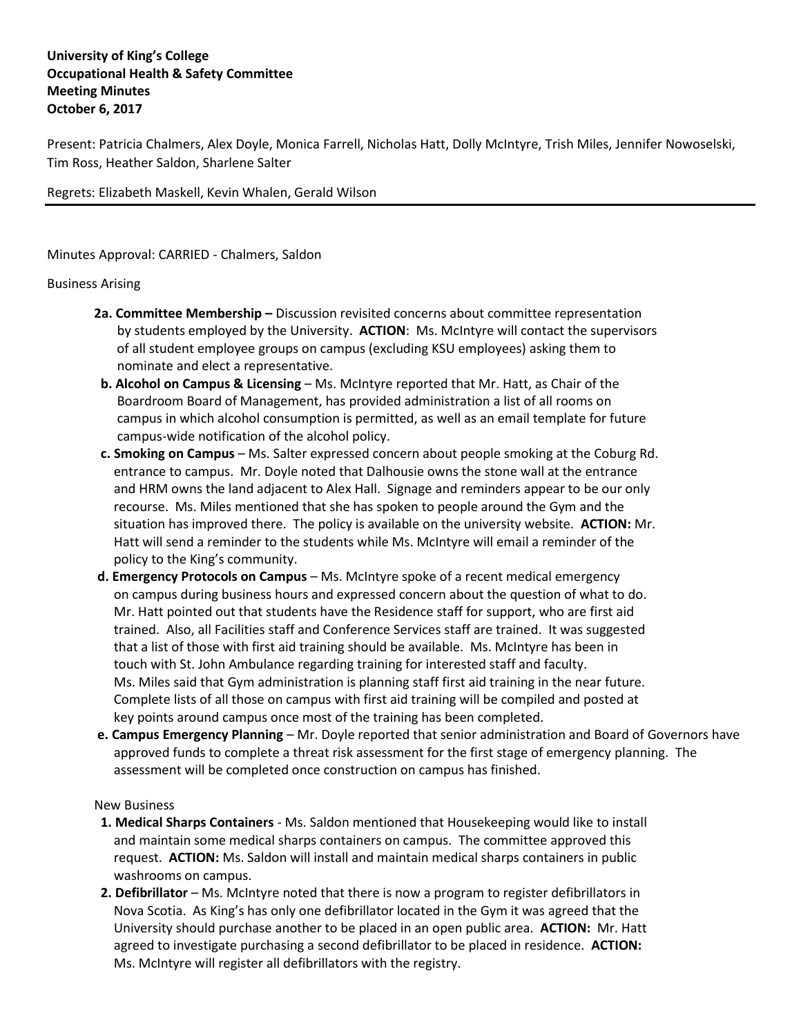**University of King's College**
**Occupational Health & Safety Committee**
**Meeting Minutes**
**October 6, 2017**

Present: Patricia Chalmers, Alex Doyle, Monica Farrell, Nicholas Hatt, Dolly McIntyre, Trish Miles, Jennifer Nowoselski, Tim Ross, Heather Saldon, Sharlene Salter

Regrets: Elizabeth Maskell, Kevin Whalen, Gerald Wilson

---

Minutes Approval: CARRIED - Chalmers, Saldon

Business Arising

**2a. Committee Membership –** Discussion revisited concerns about committee representation by students employed by the University. **ACTION**: Ms. McIntyre will contact the supervisors of all student employee groups on campus (excluding KSU employees) asking them to nominate and elect a representative.

**b. Alcohol on Campus & Licensing** – Ms. McIntyre reported that Mr. Hatt, as Chair of the Boardroom Board of Management, has provided administration a list of all rooms on campus in which alcohol consumption is permitted, as well as an email template for future campus-wide notification of the alcohol policy.

**c. Smoking on Campus** – Ms. Salter expressed concern about people smoking at the Coburg Rd. entrance to campus. Mr. Doyle noted that Dalhousie owns the stone wall at the entrance and HRM owns the land adjacent to Alex Hall. Signage and reminders appear to be our only recourse. Ms. Miles mentioned that she has spoken to people around the Gym and the situation has improved there. The policy is available on the university website. **ACTION:** Mr. Hatt will send a reminder to the students while Ms. McIntyre will email a reminder of the policy to the King's community.

**d. Emergency Protocols on Campus** – Ms. McIntyre spoke of a recent medical emergency on campus during business hours and expressed concern about the question of what to do. Mr. Hatt pointed out that students have the Residence staff for support, who are first aid trained. Also, all Facilities staff and Conference Services staff are trained. It was suggested that a list of those with first aid training should be available. Ms. McIntyre has been in touch with St. John Ambulance regarding training for interested staff and faculty. Ms. Miles said that Gym administration is planning staff first aid training in the near future. Complete lists of all those on campus with first aid training will be compiled and posted at key points around campus once most of the training has been completed.

**e. Campus Emergency Planning** – Mr. Doyle reported that senior administration and Board of Governors have approved funds to complete a threat risk assessment for the first stage of emergency planning. The assessment will be completed once construction on campus has finished.

New Business

**1. Medical Sharps Containers** - Ms. Saldon mentioned that Housekeeping would like to install and maintain some medical sharps containers on campus. The committee approved this request. **ACTION:** Ms. Saldon will install and maintain medical sharps containers in public washrooms on campus.

**2. Defibrillator** – Ms. McIntyre noted that there is now a program to register defibrillators in Nova Scotia. As King's has only one defibrillator located in the Gym it was agreed that the University should purchase another to be placed in an open public area. **ACTION:** Mr. Hatt agreed to investigate purchasing a second defibrillator to be placed in residence. **ACTION:** Ms. McIntyre will register all defibrillators with the registry.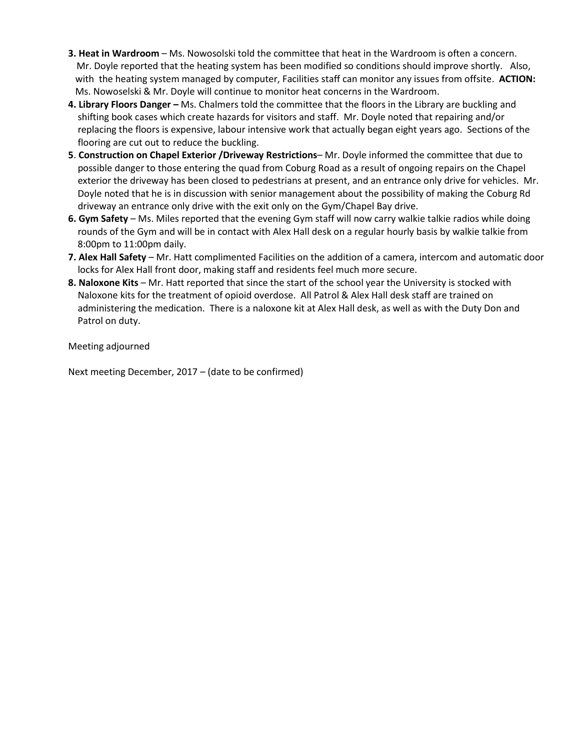3. **Heat in Wardroom** – Ms. Nowosolski told the committee that heat in the Wardroom is often a concern. Mr. Doyle reported that the heating system has been modified so conditions should improve shortly. Also, with the heating system managed by computer, Facilities staff can monitor any issues from offsite. **ACTION:** Ms. Nowoselski & Mr. Doyle will continue to monitor heat concerns in the Wardroom.
4. **Library Floors Danger –** Ms. Chalmers told the committee that the floors in the Library are buckling and shifting book cases which create hazards for visitors and staff. Mr. Doyle noted that repairing and/or replacing the floors is expensive, labour intensive work that actually began eight years ago. Sections of the flooring are cut out to reduce the buckling.
5. **Construction on Chapel Exterior /Driveway Restrictions**– Mr. Doyle informed the committee that due to possible danger to those entering the quad from Coburg Road as a result of ongoing repairs on the Chapel exterior the driveway has been closed to pedestrians at present, and an entrance only drive for vehicles. Mr. Doyle noted that he is in discussion with senior management about the possibility of making the Coburg Rd driveway an entrance only drive with the exit only on the Gym/Chapel Bay drive.
6. **Gym Safety** – Ms. Miles reported that the evening Gym staff will now carry walkie talkie radios while doing rounds of the Gym and will be in contact with Alex Hall desk on a regular hourly basis by walkie talkie from 8:00pm to 11:00pm daily.
7. **Alex Hall Safety** – Mr. Hatt complimented Facilities on the addition of a camera, intercom and automatic door locks for Alex Hall front door, making staff and residents feel much more secure.
8. **Naloxone Kits** – Mr. Hatt reported that since the start of the school year the University is stocked with Naloxone kits for the treatment of opioid overdose. All Patrol & Alex Hall desk staff are trained on administering the medication. There is a naloxone kit at Alex Hall desk, as well as with the Duty Don and Patrol on duty.

Meeting adjourned

Next meeting December, 2017 – (date to be confirmed)